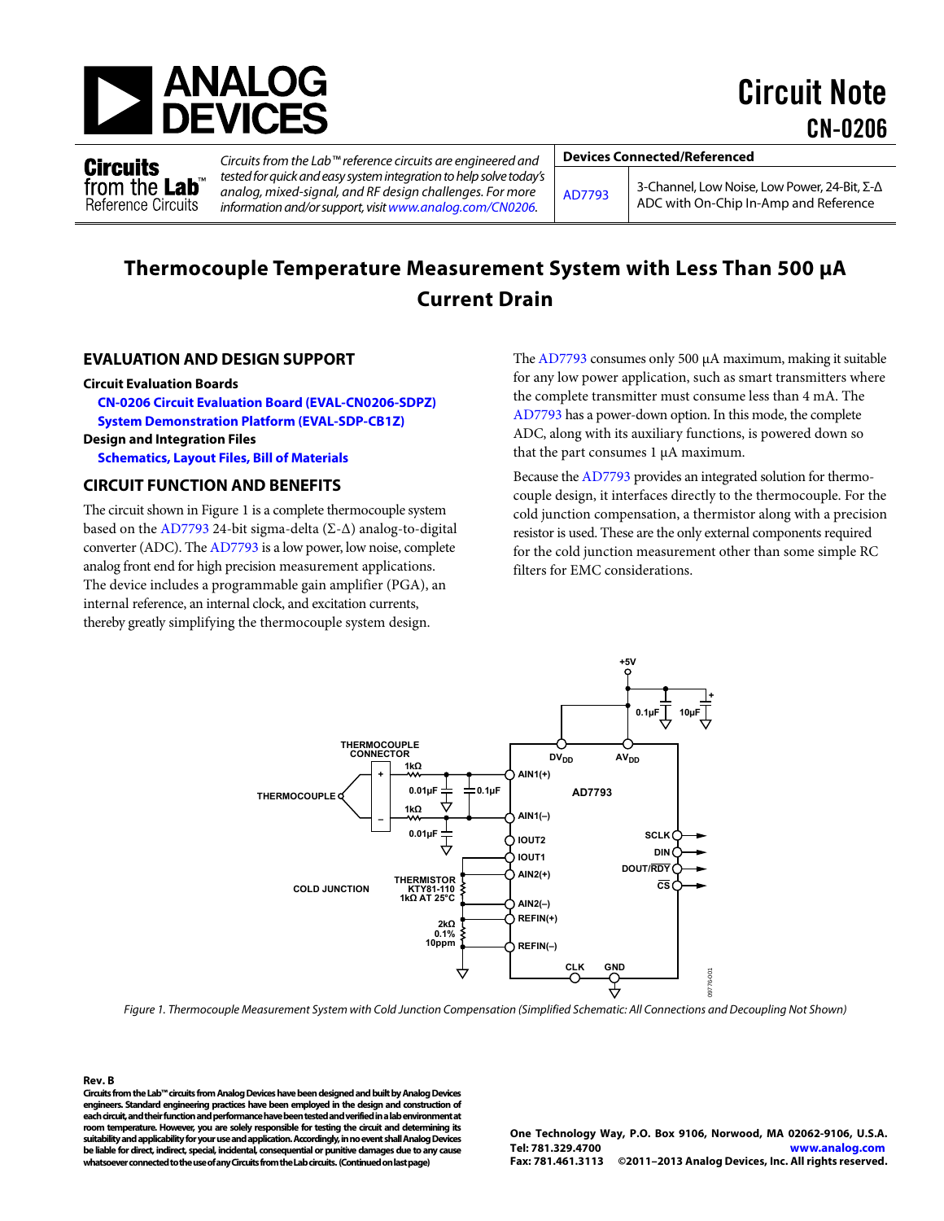# Circuit Note CN-0206

**Circuits from the Lab™ Reference Circuits**

*Circuits from the Lab™ reference circuits are engineered and tested for quick and easy system integration to help solve today's analog, mixed-signal, and RF design challenges. For more information and/or support, visit www.analog.com/CN0206.*

| Devices Connected/Referenced | |
|---|---|
| AD7793 | 3-Channel, Low Noise, Low Power, 24-Bit, Σ-Δ ADC with On-Chip In-Amp and Reference |

# Thermocouple Temperature Measurement System with Less Than 500 µA Current Drain

## EVALUATION AND DESIGN SUPPORT

**Circuit Evaluation Boards**

CN-0206 Circuit Evaluation Board (EVAL-CN0206-SDPZ)

System Demonstration Platform (EVAL-SDP-CB1Z)

**Design and Integration Files**

Schematics, Layout Files, Bill of Materials

## CIRCUIT FUNCTION AND BENEFITS

The circuit shown in Figure 1 is a complete thermocouple system based on the AD7793 24-bit sigma-delta (Σ-Δ) analog-to-digital converter (ADC). The AD7793 is a low power, low noise, complete analog front end for high precision measurement applications. The device includes a programmable gain amplifier (PGA), an internal reference, an internal clock, and excitation currents, thereby greatly simplifying the thermocouple system design.

The AD7793 consumes only 500 µA maximum, making it suitable for any low power application, such as smart transmitters where the complete transmitter must consume less than 4 mA. The AD7793 has a power-down option. In this mode, the complete ADC, along with its auxiliary functions, is powered down so that the part consumes 1 µA maximum.

Because the AD7793 provides an integrated solution for thermocouple design, it interfaces directly to the thermocouple. For the cold junction compensation, a thermistor along with a precision resistor is used. These are the only external components required for the cold junction measurement other than some simple RC filters for EMC considerations.

*Figure 1. Thermocouple Measurement System with Cold Junction Compensation (Simplified Schematic: All Connections and Decoupling Not Shown)*

**Rev. B**

**Circuits from the Lab™ circuits from Analog Devices have been designed and built by Analog Devices engineers. Standard engineering practices have been employed in the design and construction of each circuit, and their function and performance have been tested and verified in a lab environment at room temperature. However, you are solely responsible for testing the circuit and determining its suitability and applicability for your use and application. Accordingly, in no event shall Analog Devices be liable for direct, indirect, special, incidental, consequential or punitive damages due to any cause whatsoever connected to the use of any Circuits from the Lab circuits. (Continued on last page)**

**One Technology Way, P.O. Box 9106, Norwood, MA 02062-9106, U.S.A.**
**Tel: 781.329.4700 www.analog.com**
**Fax: 781.461.3113 ©2011–2013 Analog Devices, Inc. All rights reserved.**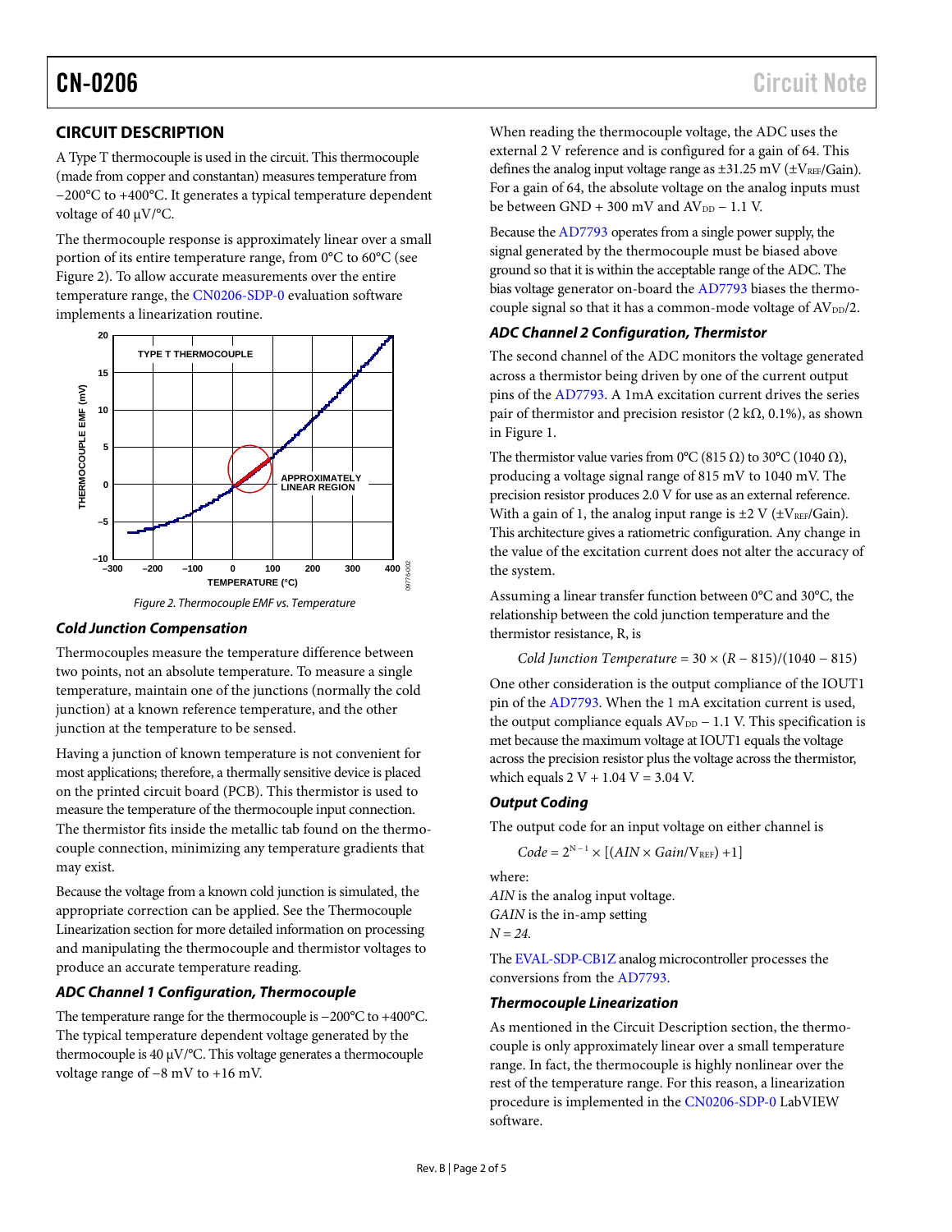## CIRCUIT DESCRIPTION

A Type T thermocouple is used in the circuit. This thermocouple (made from copper and constantan) measures temperature from −200°C to +400°C. It generates a typical temperature dependent voltage of 40 μV/°C.

The thermocouple response is approximately linear over a small portion of its entire temperature range, from 0°C to 60°C (see Figure 2). To allow accurate measurements over the entire temperature range, the CN0206-SDP-0 evaluation software implements a linearization routine.

Figure 2. Thermocouple EMF vs. Temperature

### Cold Junction Compensation

Thermocouples measure the temperature difference between two points, not an absolute temperature. To measure a single temperature, maintain one of the junctions (normally the cold junction) at a known reference temperature, and the other junction at the temperature to be sensed.

Having a junction of known temperature is not convenient for most applications; therefore, a thermally sensitive device is placed on the printed circuit board (PCB). This thermistor is used to measure the temperature of the thermocouple input connection. The thermistor fits inside the metallic tab found on the thermocouple connection, minimizing any temperature gradients that may exist.

Because the voltage from a known cold junction is simulated, the appropriate correction can be applied. See the Thermocouple Linearization section for more detailed information on processing and manipulating the thermocouple and thermistor voltages to produce an accurate temperature reading.

### ADC Channel 1 Configuration, Thermocouple

The temperature range for the thermocouple is −200°C to +400°C. The typical temperature dependent voltage generated by the thermocouple is 40 μV/°C. This voltage generates a thermocouple voltage range of −8 mV to +16 mV.

When reading the thermocouple voltage, the ADC uses the external 2 V reference and is configured for a gain of 64. This defines the analog input voltage range as ±31.25 mV ($\pm V_{REF}$/Gain). For a gain of 64, the absolute voltage on the analog inputs must be between GND + 300 mV and $AV_{DD}$ − 1.1 V.

Because the AD7793 operates from a single power supply, the signal generated by the thermocouple must be biased above ground so that it is within the acceptable range of the ADC. The bias voltage generator on-board the AD7793 biases the thermocouple signal so that it has a common-mode voltage of $AV_{DD}/2$.

### ADC Channel 2 Configuration, Thermistor

The second channel of the ADC monitors the voltage generated across a thermistor being driven by one of the current output pins of the AD7793. A 1mA excitation current drives the series pair of thermistor and precision resistor (2 kΩ, 0.1%), as shown in Figure 1.

The thermistor value varies from 0°C (815 Ω) to 30°C (1040 Ω), producing a voltage signal range of 815 mV to 1040 mV. The precision resistor produces 2.0 V for use as an external reference. With a gain of 1, the analog input range is ±2 V ($\pm V_{REF}$/Gain). This architecture gives a ratiometric configuration. Any change in the value of the excitation current does not alter the accuracy of the system.

Assuming a linear transfer function between 0°C and 30°C, the relationship between the cold junction temperature and the thermistor resistance, R, is

$$\textit{Cold Junction Temperature} = 30 \times (R - 815)/(1040 - 815)$$

One other consideration is the output compliance of the IOUT1 pin of the AD7793. When the 1 mA excitation current is used, the output compliance equals $AV_{DD}$ − 1.1 V. This specification is met because the maximum voltage at IOUT1 equals the voltage across the precision resistor plus the voltage across the thermistor, which equals 2 V + 1.04 V = 3.04 V.

### Output Coding

The output code for an input voltage on either channel is

$$Code = 2^{N-1} \times [(AIN \times Gain/V_{REF}) + 1]$$

where:
*AIN* is the analog input voltage.
*GAIN* is the in-amp setting
$N = 24$.

The EVAL-SDP-CB1Z analog microcontroller processes the conversions from the AD7793.

### Thermocouple Linearization

As mentioned in the Circuit Description section, the thermocouple is only approximately linear over a small temperature range. In fact, the thermocouple is highly nonlinear over the rest of the temperature range. For this reason, a linearization procedure is implemented in the CN0206-SDP-0 LabVIEW software.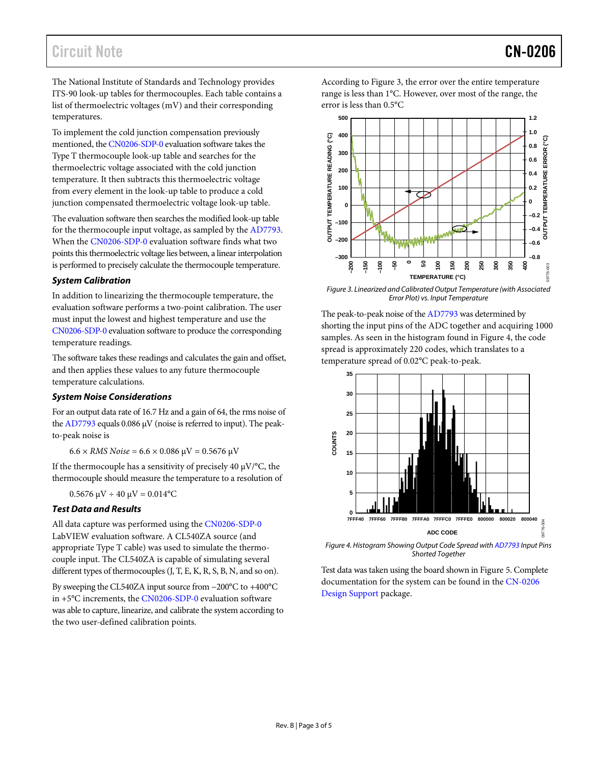The National Institute of Standards and Technology provides ITS-90 look-up tables for thermocouples. Each table contains a list of thermoelectric voltages (mV) and their corresponding temperatures.

To implement the cold junction compensation previously mentioned, the CN0206-SDP-0 evaluation software takes the Type T thermocouple look-up table and searches for the thermoelectric voltage associated with the cold junction temperature. It then subtracts this thermoelectric voltage from every element in the look-up table to produce a cold junction compensated thermoelectric voltage look-up table.

The evaluation software then searches the modified look-up table for the thermocouple input voltage, as sampled by the AD7793. When the CN0206-SDP-0 evaluation software finds what two points this thermoelectric voltage lies between, a linear interpolation is performed to precisely calculate the thermocouple temperature.

### System Calibration

In addition to linearizing the thermocouple temperature, the evaluation software performs a two-point calibration. The user must input the lowest and highest temperature and use the CN0206-SDP-0 evaluation software to produce the corresponding temperature readings.

The software takes these readings and calculates the gain and offset, and then applies these values to any future thermocouple temperature calculations.

### System Noise Considerations

For an output data rate of 16.7 Hz and a gain of 64, the rms noise of the AD7793 equals 0.086 μV (noise is referred to input). The peak-to-peak noise is

$$6.6 \times RMS\ Noise = 6.6 \times 0.086\ \mu V = 0.5676\ \mu V$$

If the thermocouple has a sensitivity of precisely 40 μV/°C, the thermocouple should measure the temperature to a resolution of

$$0.5676\ \mu V \div 40\ \mu V = 0.014°C$$

### Test Data and Results

All data capture was performed using the CN0206-SDP-0 LabVIEW evaluation software. A CL540ZA source (and appropriate Type T cable) was used to simulate the thermocouple input. The CL540ZA is capable of simulating several different types of thermocouples (J, T, E, K, R, S, B, N, and so on).

By sweeping the CL540ZA input source from −200°C to +400°C in +5°C increments, the CN0206-SDP-0 evaluation software was able to capture, linearize, and calibrate the system according to the two user-defined calibration points.

According to Figure 3, the error over the entire temperature range is less than 1°C. However, over most of the range, the error is less than 0.5°C

*Figure 3. Linearized and Calibrated Output Temperature (with Associated Error Plot) vs. Input Temperature*

The peak-to-peak noise of the AD7793 was determined by shorting the input pins of the ADC together and acquiring 1000 samples. As seen in the histogram found in Figure 4, the code spread is approximately 220 codes, which translates to a temperature spread of 0.02°C peak-to-peak.

*Figure 4. Histogram Showing Output Code Spread with AD7793 Input Pins Shorted Together*

Test data was taken using the board shown in Figure 5. Complete documentation for the system can be found in the CN-0206 Design Support package.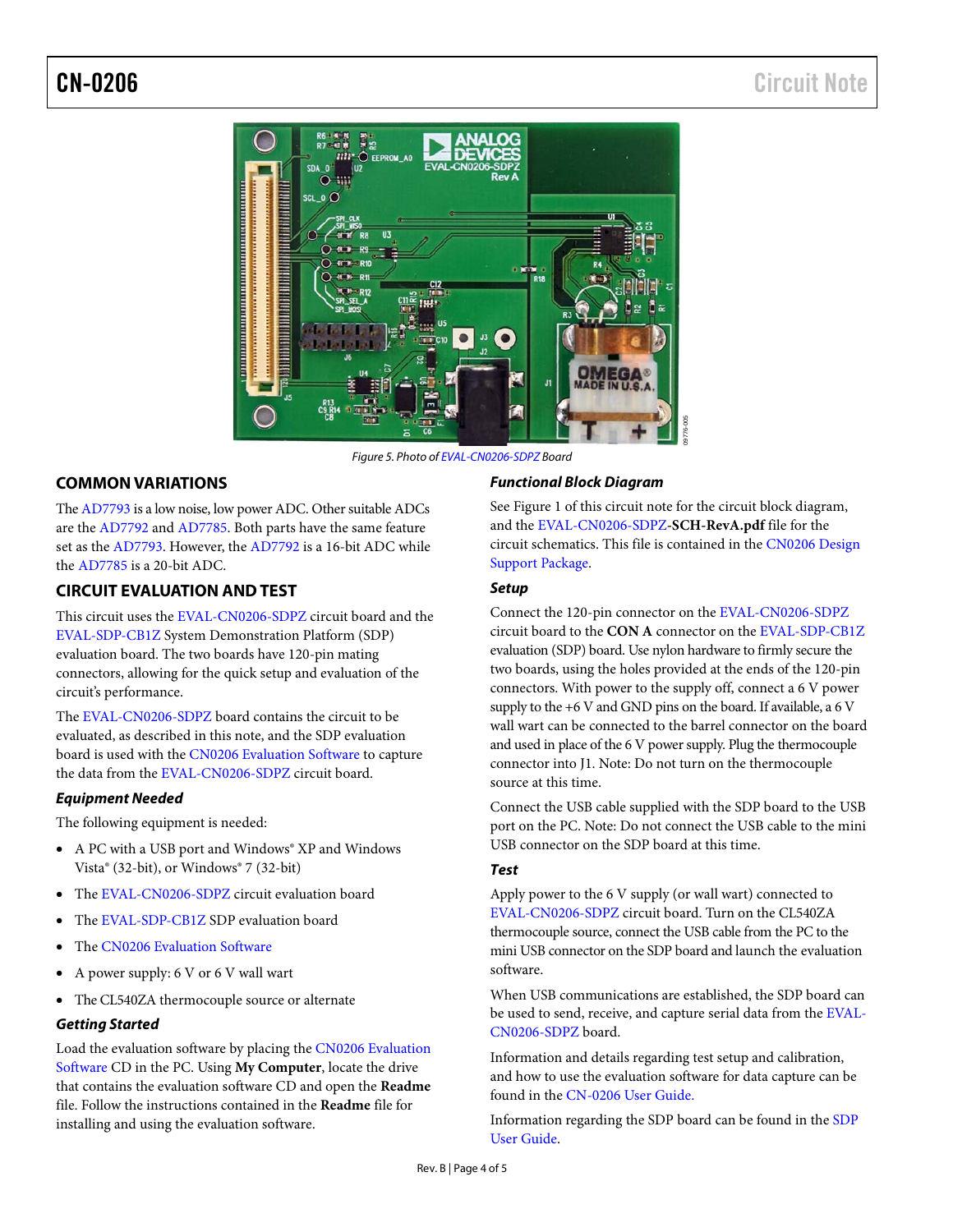Figure 5. Photo of EVAL-CN0206-SDPZ Board

## COMMON VARIATIONS

The AD7793 is a low noise, low power ADC. Other suitable ADCs are the AD7792 and AD7785. Both parts have the same feature set as the AD7793. However, the AD7792 is a 16-bit ADC while the AD7785 is a 20-bit ADC.

## CIRCUIT EVALUATION AND TEST

This circuit uses the EVAL-CN0206-SDPZ circuit board and the EVAL-SDP-CB1Z System Demonstration Platform (SDP) evaluation board. The two boards have 120-pin mating connectors, allowing for the quick setup and evaluation of the circuit's performance.

The EVAL-CN0206-SDPZ board contains the circuit to be evaluated, as described in this note, and the SDP evaluation board is used with the CN0206 Evaluation Software to capture the data from the EVAL-CN0206-SDPZ circuit board.

### Equipment Needed

The following equipment is needed:

- A PC with a USB port and Windows® XP and Windows Vista® (32-bit), or Windows® 7 (32-bit)
- The EVAL-CN0206-SDPZ circuit evaluation board
- The EVAL-SDP-CB1Z SDP evaluation board
- The CN0206 Evaluation Software
- A power supply: 6 V or 6 V wall wart
- The CL540ZA thermocouple source or alternate

### Getting Started

Load the evaluation software by placing the CN0206 Evaluation Software CD in the PC. Using **My Computer**, locate the drive that contains the evaluation software CD and open the **Readme** file. Follow the instructions contained in the **Readme** file for installing and using the evaluation software.

### Functional Block Diagram

See Figure 1 of this circuit note for the circuit block diagram, and the EVAL-CN0206-SDPZ-**SCH-RevA.pdf** file for the circuit schematics. This file is contained in the CN0206 Design Support Package.

### Setup

Connect the 120-pin connector on the EVAL-CN0206-SDPZ circuit board to the **CON A** connector on the EVAL-SDP-CB1Z evaluation (SDP) board. Use nylon hardware to firmly secure the two boards, using the holes provided at the ends of the 120-pin connectors. With power to the supply off, connect a 6 V power supply to the +6 V and GND pins on the board. If available, a 6 V wall wart can be connected to the barrel connector on the board and used in place of the 6 V power supply. Plug the thermocouple connector into J1. Note: Do not turn on the thermocouple source at this time.

Connect the USB cable supplied with the SDP board to the USB port on the PC. Note: Do not connect the USB cable to the mini USB connector on the SDP board at this time.

### Test

Apply power to the 6 V supply (or wall wart) connected to EVAL-CN0206-SDPZ circuit board. Turn on the CL540ZA thermocouple source, connect the USB cable from the PC to the mini USB connector on the SDP board and launch the evaluation software.

When USB communications are established, the SDP board can be used to send, receive, and capture serial data from the EVAL-CN0206-SDPZ board.

Information and details regarding test setup and calibration, and how to use the evaluation software for data capture can be found in the CN-0206 User Guide.

Information regarding the SDP board can be found in the SDP User Guide.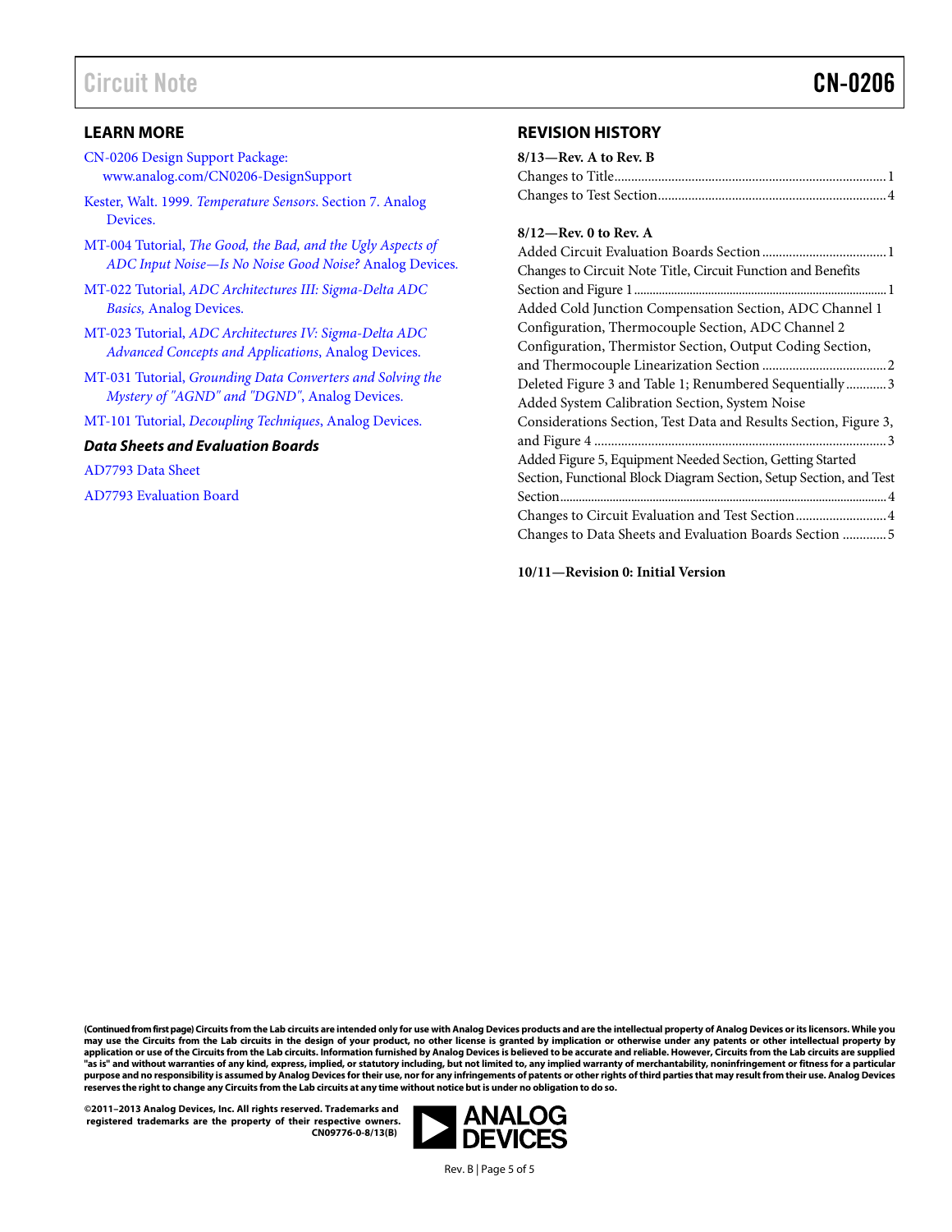## LEARN MORE

CN-0206 Design Support Package: www.analog.com/CN0206-DesignSupport

Kester, Walt. 1999. *Temperature Sensors*. Section 7. Analog Devices.

MT-004 Tutorial, *The Good, the Bad, and the Ugly Aspects of ADC Input Noise—Is No Noise Good Noise?* Analog Devices.

MT-022 Tutorial, *ADC Architectures III: Sigma-Delta ADC Basics,* Analog Devices.

MT-023 Tutorial, *ADC Architectures IV: Sigma-Delta ADC Advanced Concepts and Applications*, Analog Devices.

MT-031 Tutorial, *Grounding Data Converters and Solving the Mystery of "AGND" and "DGND"*, Analog Devices.

MT-101 Tutorial, *Decoupling Techniques*, Analog Devices.

### *Data Sheets and Evaluation Boards*

AD7793 Data Sheet

AD7793 Evaluation Board

## REVISION HISTORY

**8/13—Rev. A to Rev. B**

Changes to Title ........................................ 1
Changes to Test Section ........................................ 4

**8/12—Rev. 0 to Rev. A**

Added Circuit Evaluation Boards Section ........................................ 1
Changes to Circuit Note Title, Circuit Function and Benefits Section and Figure 1 ........................................ 1
Added Cold Junction Compensation Section, ADC Channel 1 Configuration, Thermocouple Section, ADC Channel 2 Configuration, Thermistor Section, Output Coding Section, and Thermocouple Linearization Section ........................................ 2
Deleted Figure 3 and Table 1; Renumbered Sequentially ............ 3
Added System Calibration Section, System Noise Considerations Section, Test Data and Results Section, Figure 3, and Figure 4 ........................................ 3
Added Figure 5, Equipment Needed Section, Getting Started Section, Functional Block Diagram Section, Setup Section, and Test Section ........................................ 4
Changes to Circuit Evaluation and Test Section ........................................ 4
Changes to Data Sheets and Evaluation Boards Section ............ 5

**10/11—Revision 0: Initial Version**

(Continued from first page) Circuits from the Lab circuits are intended only for use with Analog Devices products and are the intellectual property of Analog Devices or its licensors. While you may use the Circuits from the Lab circuits in the design of your product, no other license is granted by implication or otherwise under any patents or other intellectual property by application or use of the Circuits from the Lab circuits. Information furnished by Analog Devices is believed to be accurate and reliable. However, Circuits from the Lab circuits are supplied "as is" and without warranties of any kind, express, implied, or statutory including, but not limited to, any implied warranty of merchantability, noninfringement or fitness for a particular purpose and no responsibility is assumed by Analog Devices for their use, nor for any infringements of patents or other rights of third parties that may result from their use. Analog Devices reserves the right to change any Circuits from the Lab circuits at any time without notice but is under no obligation to do so.

©2011–2013 Analog Devices, Inc. All rights reserved. Trademarks and registered trademarks are the property of their respective owners.
CN09776-0-8/13(B)